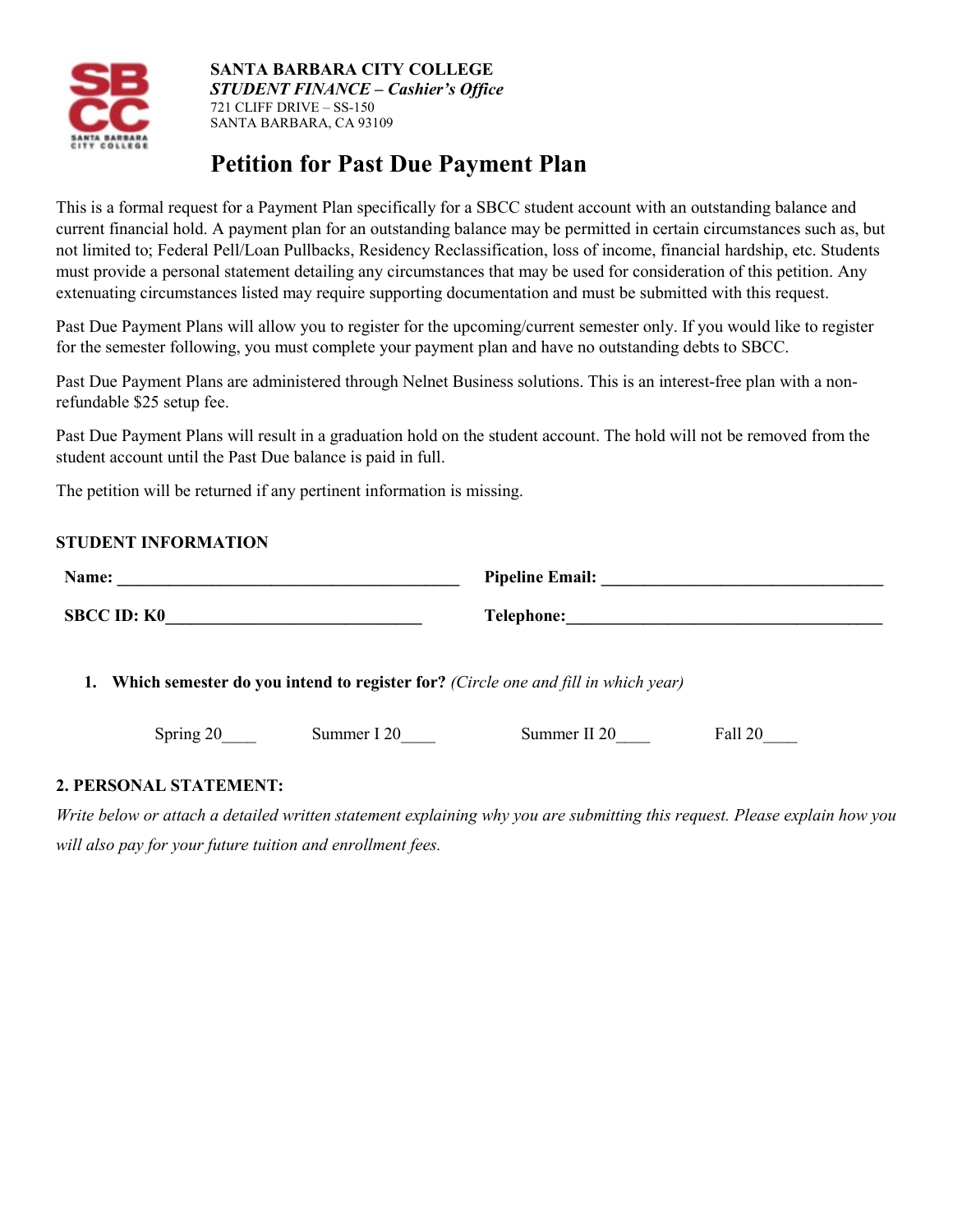**SANTA BARBARA CITY COLLEGE**
***STUDENT FINANCE – Cashier's Office***
721 CLIFF DRIVE – SS-150
SANTA BARBARA, CA 93109

# Petition for Past Due Payment Plan

This is a formal request for a Payment Plan specifically for a SBCC student account with an outstanding balance and current financial hold. A payment plan for an outstanding balance may be permitted in certain circumstances such as, but not limited to; Federal Pell/Loan Pullbacks, Residency Reclassification, loss of income, financial hardship, etc. Students must provide a personal statement detailing any circumstances that may be used for consideration of this petition. Any extenuating circumstances listed may require supporting documentation and must be submitted with this request.

Past Due Payment Plans will allow you to register for the upcoming/current semester only. If you would like to register for the semester following, you must complete your payment plan and have no outstanding debts to SBCC.

Past Due Payment Plans are administered through Nelnet Business solutions. This is an interest-free plan with a non-refundable $25 setup fee.

Past Due Payment Plans will result in a graduation hold on the student account. The hold will not be removed from the student account until the Past Due balance is paid in full.

The petition will be returned if any pertinent information is missing.

**STUDENT INFORMATION**

**Name:** ________________________________________ **Pipeline Email:** ________________________________

**SBCC ID: K0**______________________________ **Telephone:**_____________________________________

1. **Which semester do you intend to register for?** *(Circle one and fill in which year)*

Spring 20____ Summer I 20____ Summer II 20____ Fall 20____

**2. PERSONAL STATEMENT:**

*Write below or attach a detailed written statement explaining why you are submitting this request. Please explain how you will also pay for your future tuition and enrollment fees.*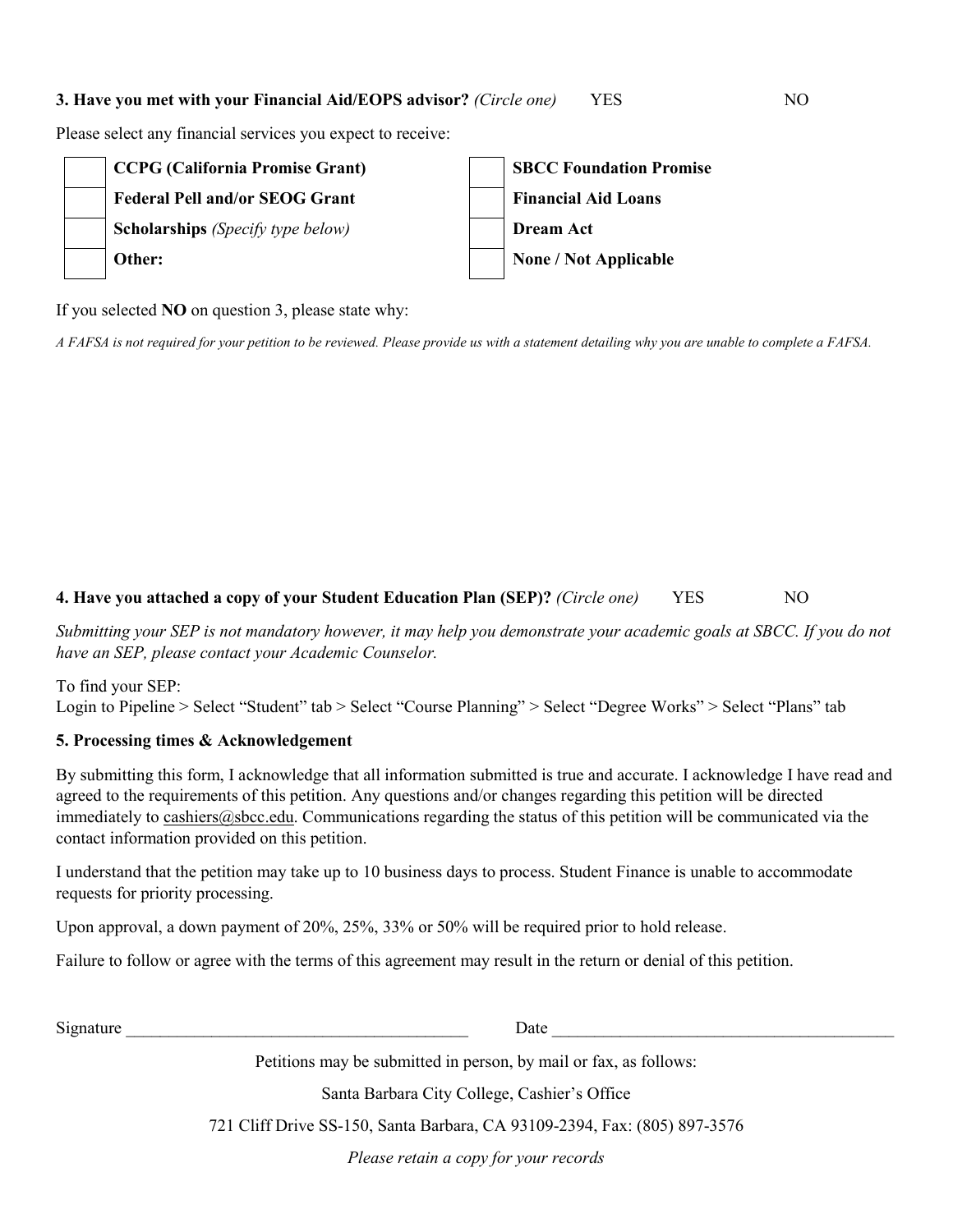**3. Have you met with your Financial Aid/EOPS advisor?** *(Circle one)* YES NO

Please select any financial services you expect to receive:

| | | | |
|---|---|---|---|
| ☐ | **CCPG (California Promise Grant)** | ☐ | **SBCC Foundation Promise** |
| ☐ | **Federal Pell and/or SEOG Grant** | ☐ | **Financial Aid Loans** |
| ☐ | **Scholarships** *(Specify type below)* | ☐ | **Dream Act** |
| ☐ | **Other:** | ☐ | **None / Not Applicable** |

If you selected **NO** on question 3, please state why:

*A FAFSA is not required for your petition to be reviewed. Please provide us with a statement detailing why you are unable to complete a FAFSA.*

**4. Have you attached a copy of your Student Education Plan (SEP)?** *(Circle one)* YES NO

*Submitting your SEP is not mandatory however, it may help you demonstrate your academic goals at SBCC. If you do not have an SEP, please contact your Academic Counselor.*

To find your SEP:
Login to Pipeline > Select "Student" tab > Select "Course Planning" > Select "Degree Works" > Select "Plans" tab

**5. Processing times & Acknowledgement**

By submitting this form, I acknowledge that all information submitted is true and accurate. I acknowledge I have read and agreed to the requirements of this petition. Any questions and/or changes regarding this petition will be directed immediately to cashiers@sbcc.edu. Communications regarding the status of this petition will be communicated via the contact information provided on this petition.

I understand that the petition may take up to 10 business days to process. Student Finance is unable to accommodate requests for priority processing.

Upon approval, a down payment of 20%, 25%, 33% or 50% will be required prior to hold release.

Failure to follow or agree with the terms of this agreement may result in the return or denial of this petition.

Signature ________________________________________ Date ________________________________________

Petitions may be submitted in person, by mail or fax, as follows:

Santa Barbara City College, Cashier's Office

721 Cliff Drive SS-150, Santa Barbara, CA 93109-2394, Fax: (805) 897-3576

*Please retain a copy for your records*